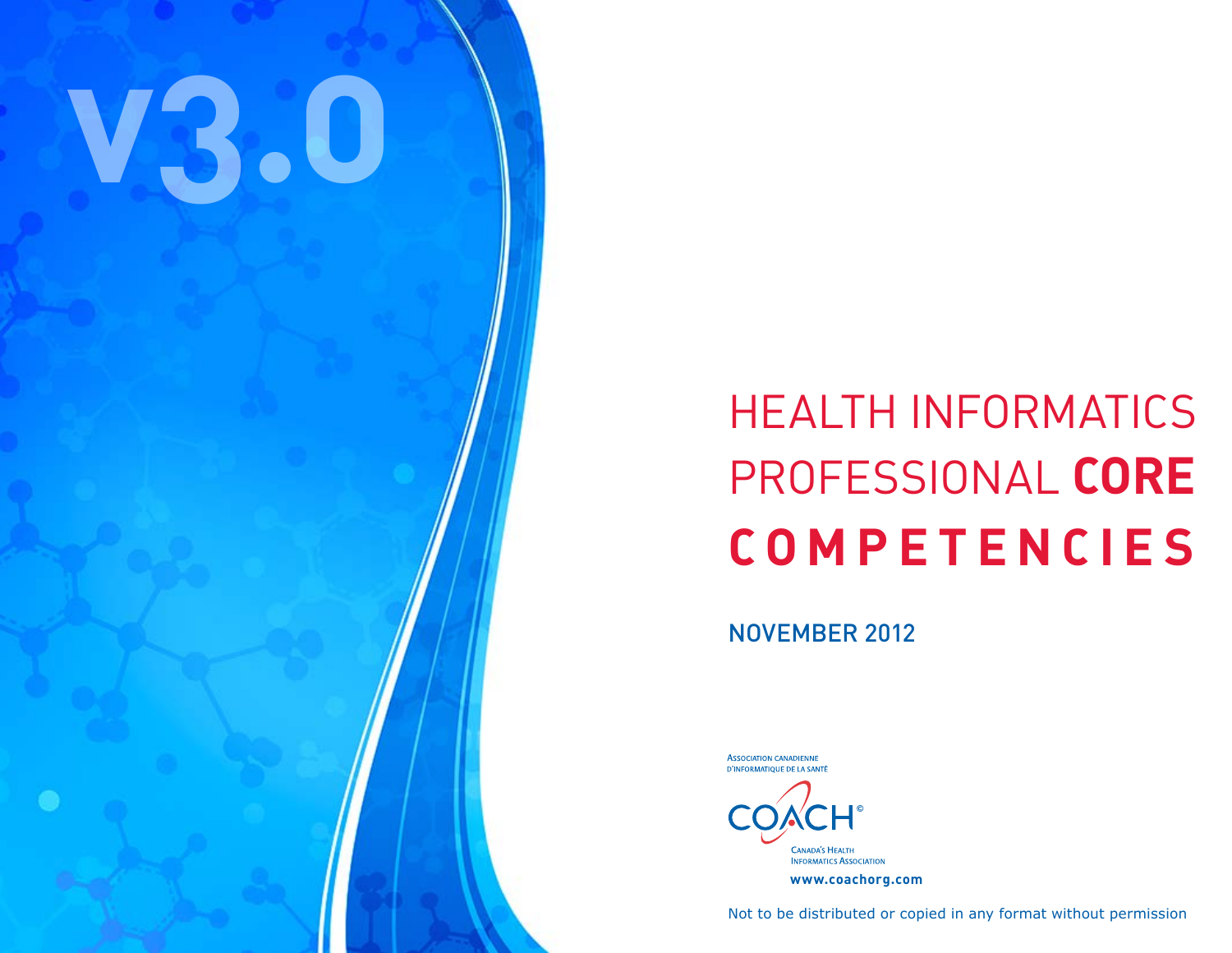V3.0

# HEALTH INFORMATICS PROFESSIONAL **CORE COMPETENCIES**

NOVEMBER 2012

Association canadienne d'informatique de la santé

COACH®

Canada's Health Informatics Association

**www.coachorg.com**

Not to be distributed or copied in any format without permission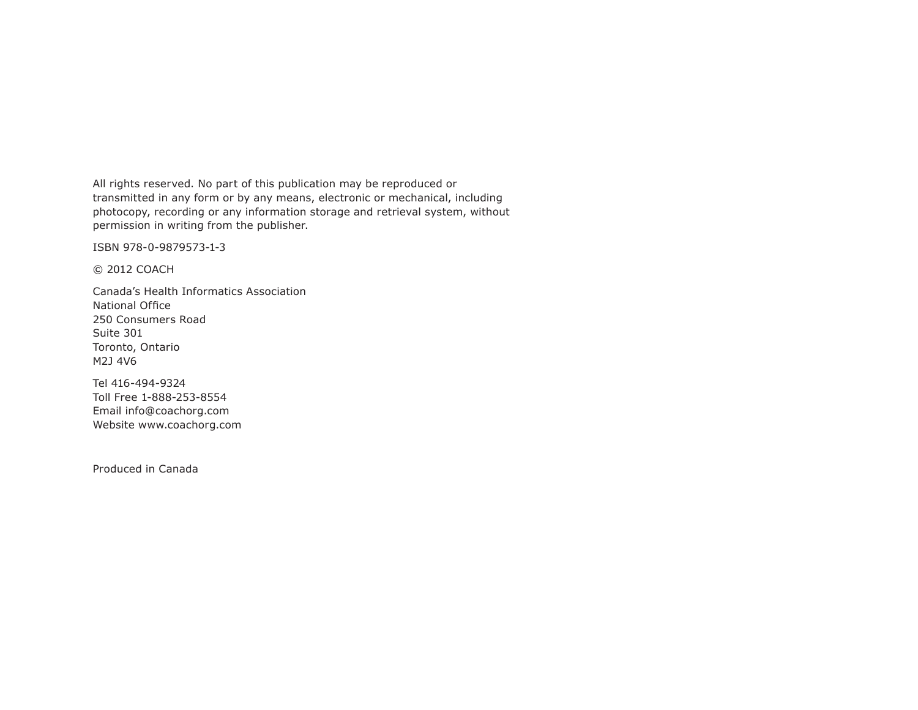All rights reserved. No part of this publication may be reproduced or transmitted in any form or by any means, electronic or mechanical, including photocopy, recording or any information storage and retrieval system, without permission in writing from the publisher.

ISBN 978-0-9879573-1-3

© 2012 COACH

Canada's Health Informatics Association  
National Office  
250 Consumers Road  
Suite 301  
Toronto, Ontario  
M2J 4V6

Tel 416-494-9324  
Toll Free 1-888-253-8554  
Email info@coachorg.com  
Website www.coachorg.com

Produced in Canada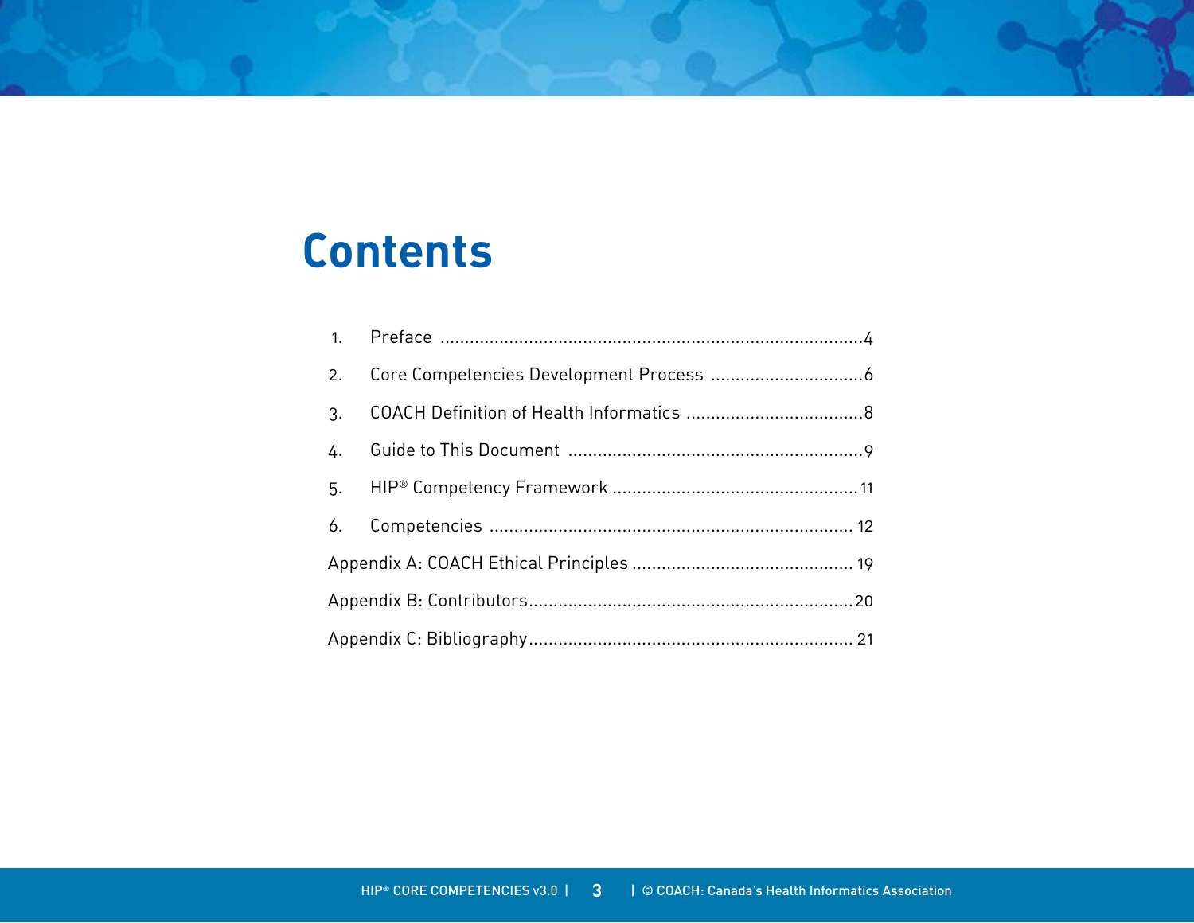# Contents

1. Preface ....................................................................................4
2. Core Competencies Development Process ..............................6
3. COACH Definition of Health Informatics ..................................8
4. Guide to This Document ..........................................................9
5. HIP® Competency Framework .................................................11
6. Competencies ........................................................................ 12

Appendix A: COACH Ethical Principles ............................................ 19

Appendix B: Contributors.................................................................20

Appendix C: Bibliography................................................................ 21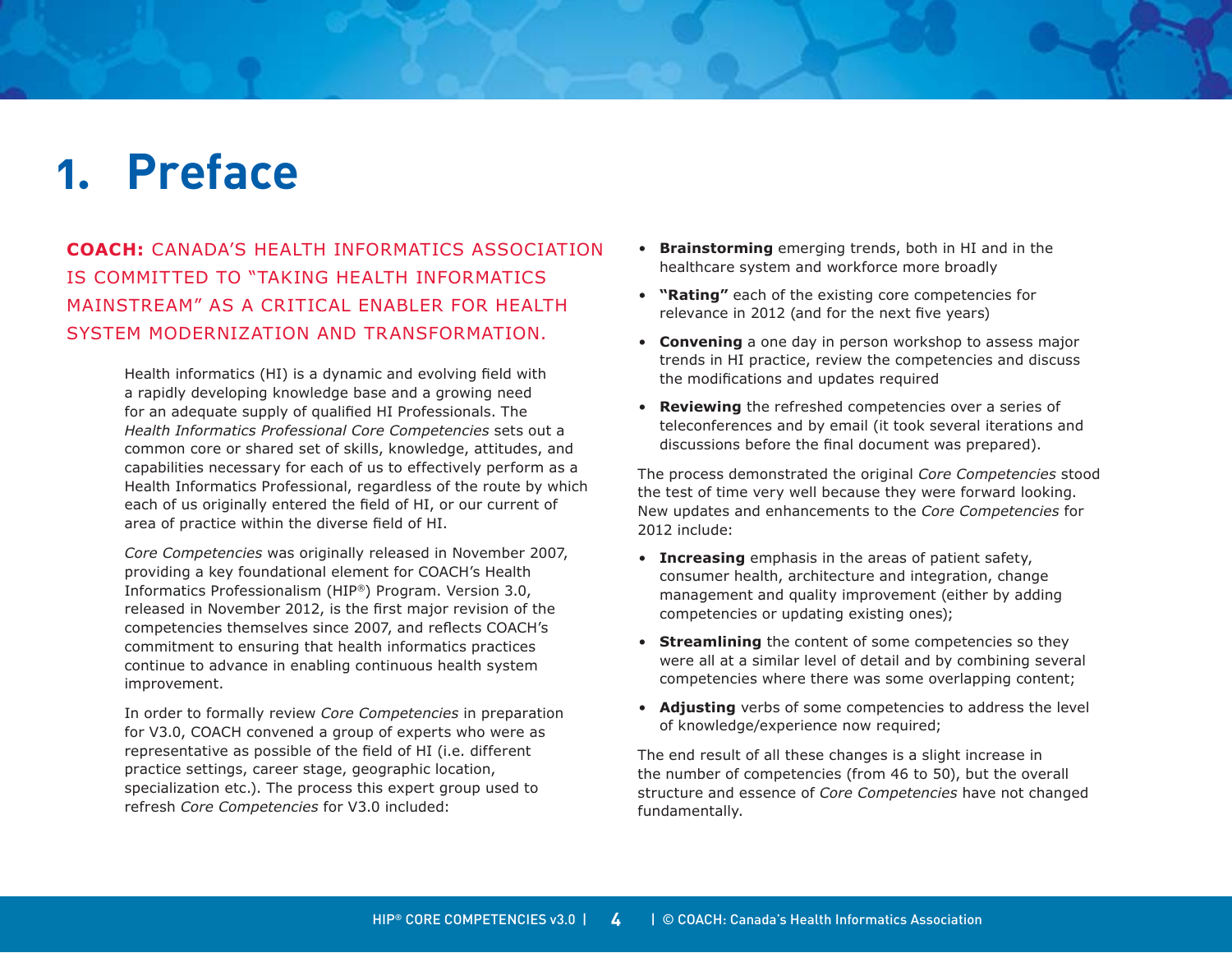# 1. Preface

**COACH:** CANADA'S HEALTH INFORMATICS ASSOCIATION IS COMMITTED TO "TAKING HEALTH INFORMATICS MAINSTREAM" AS A CRITICAL ENABLER FOR HEALTH SYSTEM MODERNIZATION AND TRANSFORMATION.

Health informatics (HI) is a dynamic and evolving field with a rapidly developing knowledge base and a growing need for an adequate supply of qualified HI Professionals. The *Health Informatics Professional Core Competencies* sets out a common core or shared set of skills, knowledge, attitudes, and capabilities necessary for each of us to effectively perform as a Health Informatics Professional, regardless of the route by which each of us originally entered the field of HI, or our current of area of practice within the diverse field of HI.

*Core Competencies* was originally released in November 2007, providing a key foundational element for COACH's Health Informatics Professionalism (HIP®) Program. Version 3.0, released in November 2012, is the first major revision of the competencies themselves since 2007, and reflects COACH's commitment to ensuring that health informatics practices continue to advance in enabling continuous health system improvement.

In order to formally review *Core Competencies* in preparation for V3.0, COACH convened a group of experts who were as representative as possible of the field of HI (i.e. different practice settings, career stage, geographic location, specialization etc.). The process this expert group used to refresh *Core Competencies* for V3.0 included:

- **Brainstorming** emerging trends, both in HI and in the healthcare system and workforce more broadly
- **"Rating"** each of the existing core competencies for relevance in 2012 (and for the next five years)
- **Convening** a one day in person workshop to assess major trends in HI practice, review the competencies and discuss the modifications and updates required
- **Reviewing** the refreshed competencies over a series of teleconferences and by email (it took several iterations and discussions before the final document was prepared).

The process demonstrated the original *Core Competencies* stood the test of time very well because they were forward looking. New updates and enhancements to the *Core Competencies* for 2012 include:

- **Increasing** emphasis in the areas of patient safety, consumer health, architecture and integration, change management and quality improvement (either by adding competencies or updating existing ones);
- **Streamlining** the content of some competencies so they were all at a similar level of detail and by combining several competencies where there was some overlapping content;
- **Adjusting** verbs of some competencies to address the level of knowledge/experience now required;

The end result of all these changes is a slight increase in the number of competencies (from 46 to 50), but the overall structure and essence of *Core Competencies* have not changed fundamentally.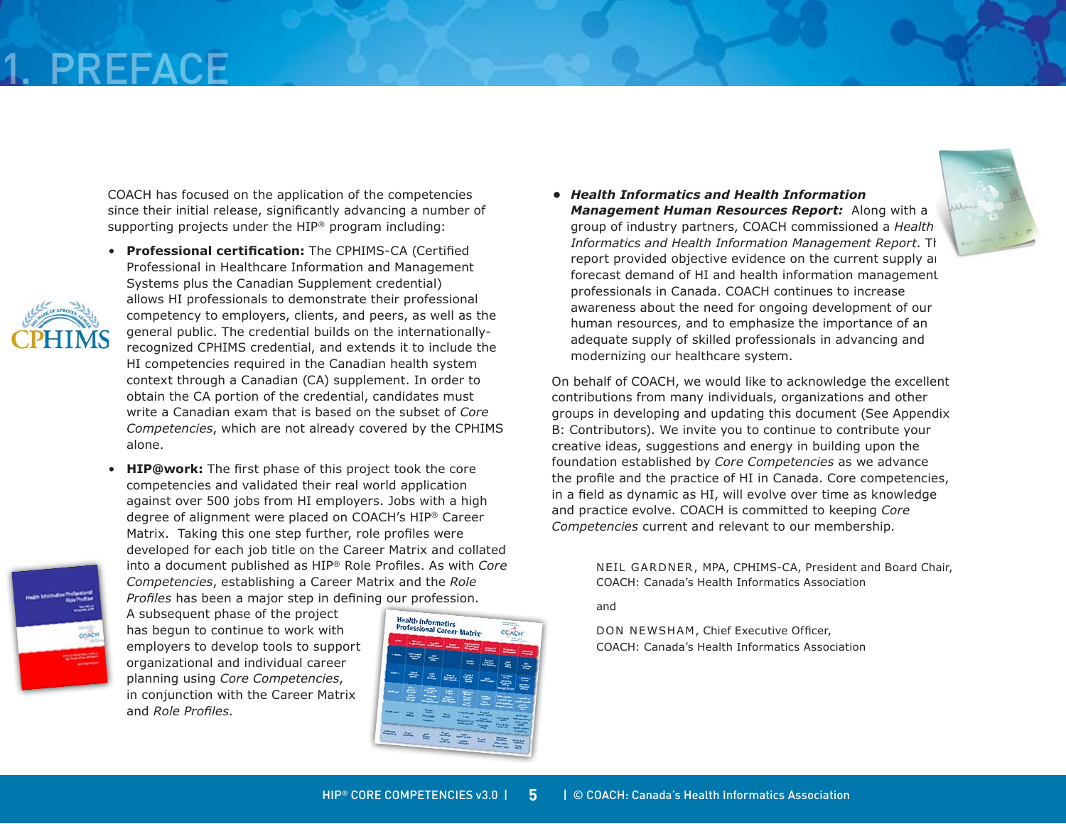# 1. PREFACE

COACH has focused on the application of the competencies since their initial release, significantly advancing a number of supporting projects under the HIP® program including:

- **Professional certification:** The CPHIMS-CA (Certified Professional in Healthcare Information and Management Systems plus the Canadian Supplement credential) allows HI professionals to demonstrate their professional competency to employers, clients, and peers, as well as the general public. The credential builds on the internationally-recognized CPHIMS credential, and extends it to include the HI competencies required in the Canadian health system context through a Canadian (CA) supplement. In order to obtain the CA portion of the credential, candidates must write a Canadian exam that is based on the subset of *Core Competencies*, which are not already covered by the CPHIMS alone.

- **HIP@work:** The first phase of this project took the core competencies and validated their real world application against over 500 jobs from HI employers. Jobs with a high degree of alignment were placed on COACH's HIP® Career Matrix. Taking this one step further, role profiles were developed for each job title on the Career Matrix and collated into a document published as HIP® Role Profiles. As with *Core Competencies*, establishing a Career Matrix and the *Role Profiles* has been a major step in defining our profession. A subsequent phase of the project has begun to continue to work with employers to develop tools to support organizational and individual career planning using *Core Competencies*, in conjunction with the Career Matrix and *Role Profiles*.

- ***Health Informatics and Health Information Management Human Resources Report:*** Along with a group of industry partners, COACH commissioned a *Health Informatics and Health Information Management Report*. The report provided objective evidence on the current supply and forecast demand of HI and health information management professionals in Canada. COACH continues to increase awareness about the need for ongoing development of our human resources, and to emphasize the importance of an adequate supply of skilled professionals in advancing and modernizing our healthcare system.

On behalf of COACH, we would like to acknowledge the excellent contributions from many individuals, organizations and other groups in developing and updating this document (See Appendix B: Contributors). We invite you to continue to contribute your creative ideas, suggestions and energy in building upon the foundation established by *Core Competencies* as we advance the profile and the practice of HI in Canada. Core competencies, in a field as dynamic as HI, will evolve over time as knowledge and practice evolve. COACH is committed to keeping *Core Competencies* current and relevant to our membership.

NEIL GARDNER, MPA, CPHIMS-CA, President and Board Chair,
COACH: Canada's Health Informatics Association

and

DON NEWSHAM, Chief Executive Officer,
COACH: Canada's Health Informatics Association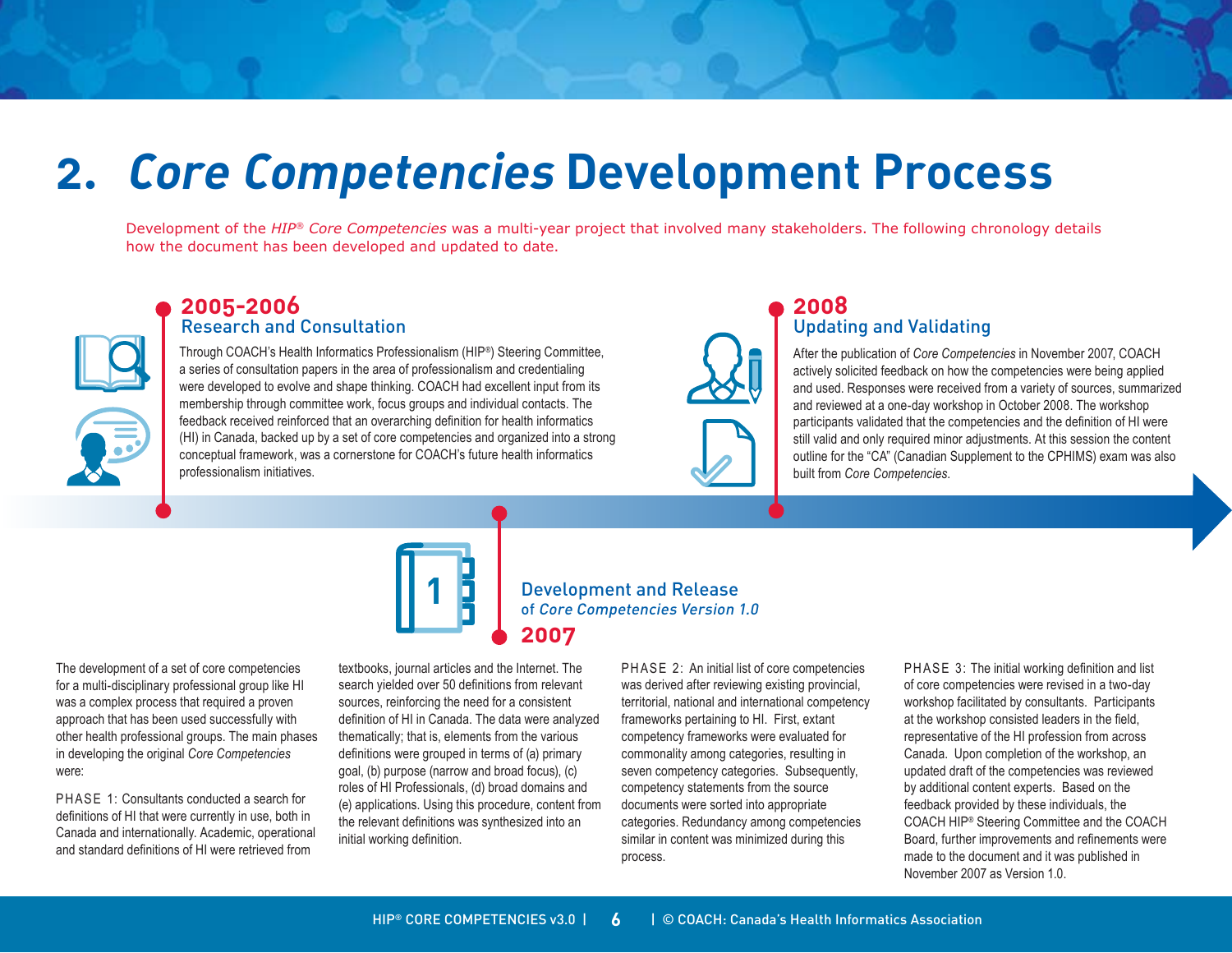# 2. *Core Competencies* Development Process

Development of the *HIP® Core Competencies* was a multi-year project that involved many stakeholders. The following chronology details how the document has been developed and updated to date.

### 2005-2006
### Research and Consultation

Through COACH's Health Informatics Professionalism (HIP®) Steering Committee, a series of consultation papers in the area of professionalism and credentialing were developed to evolve and shape thinking. COACH had excellent input from its membership through committee work, focus groups and individual contacts. The feedback received reinforced that an overarching definition for health informatics (HI) in Canada, backed up by a set of core competencies and organized into a strong conceptual framework, was a cornerstone for COACH's future health informatics professionalism initiatives.

### 2007
### Development and Release of *Core Competencies Version 1.0*

### 2008
### Updating and Validating

After the publication of *Core Competencies* in November 2007, COACH actively solicited feedback on how the competencies were being applied and used. Responses were received from a variety of sources, summarized and reviewed at a one-day workshop in October 2008. The workshop participants validated that the competencies and the definition of HI were still valid and only required minor adjustments. At this session the content outline for the "CA" (Canadian Supplement to the CPHIMS) exam was also built from *Core Competencies*.

The development of a set of core competencies for a multi-disciplinary professional group like HI was a complex process that required a proven approach that has been used successfully with other health professional groups. The main phases in developing the original *Core Competencies* were:

PHASE 1: Consultants conducted a search for definitions of HI that were currently in use, both in Canada and internationally. Academic, operational and standard definitions of HI were retrieved from textbooks, journal articles and the Internet. The search yielded over 50 definitions from relevant sources, reinforcing the need for a consistent definition of HI in Canada. The data were analyzed thematically; that is, elements from the various definitions were grouped in terms of (a) primary goal, (b) purpose (narrow and broad focus), (c) roles of HI Professionals, (d) broad domains and (e) applications. Using this procedure, content from the relevant definitions was synthesized into an initial working definition.

PHASE 2: An initial list of core competencies was derived after reviewing existing provincial, territorial, national and international competency frameworks pertaining to HI. First, extant competency frameworks were evaluated for commonality among categories, resulting in seven competency categories. Subsequently, competency statements from the source documents were sorted into appropriate categories. Redundancy among competencies similar in content was minimized during this process.

PHASE 3: The initial working definition and list of core competencies were revised in a two-day workshop facilitated by consultants. Participants at the workshop consisted leaders in the field, representative of the HI profession from across Canada. Upon completion of the workshop, an updated draft of the competencies was reviewed by additional content experts. Based on the feedback provided by these individuals, the COACH HIP® Steering Committee and the COACH Board, further improvements and refinements were made to the document and it was published in November 2007 as Version 1.0.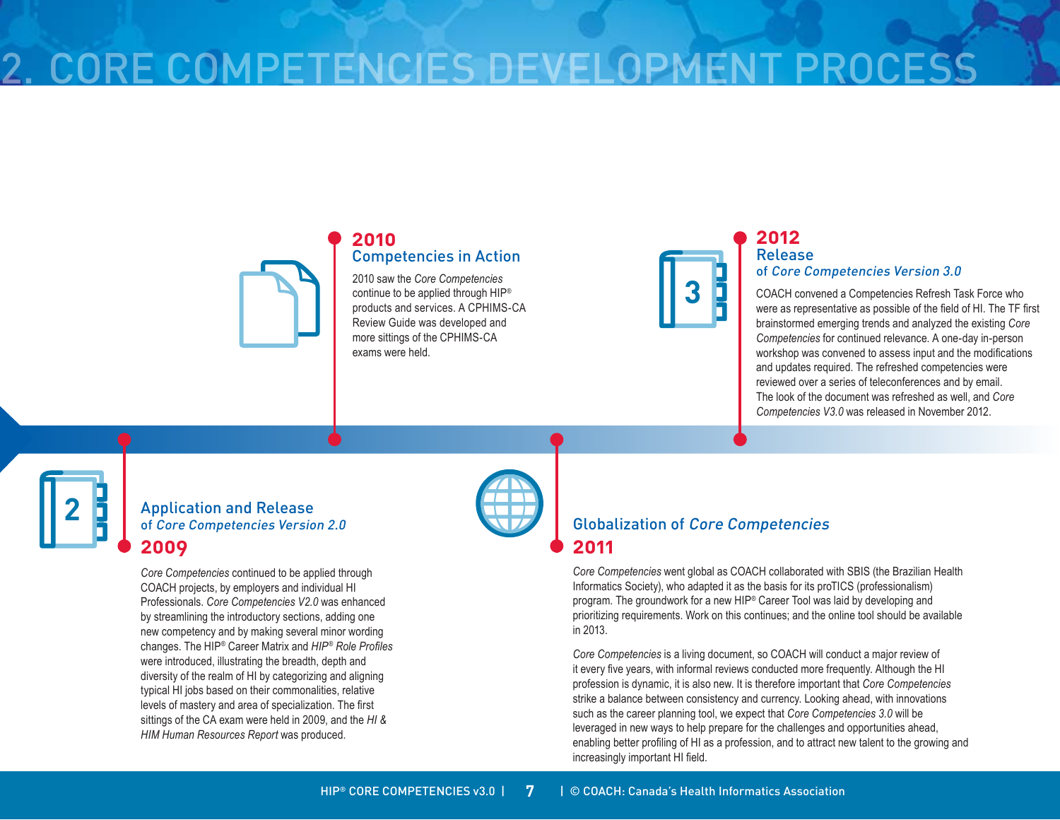# 2. CORE COMPETENCIES DEVELOPMENT PROCESS

## 2009
### Application and Release of *Core Competencies Version 2.0*

*Core Competencies* continued to be applied through COACH projects, by employers and individual HI Professionals. *Core Competencies V2.0* was enhanced by streamlining the introductory sections, adding one new competency and by making several minor wording changes. The HIP® Career Matrix and *HIP® Role Profiles* were introduced, illustrating the breadth, depth and diversity of the realm of HI by categorizing and aligning typical HI jobs based on their commonalities, relative levels of mastery and area of specialization. The first sittings of the CA exam were held in 2009, and the *HI & HIM Human Resources Report* was produced.

## 2010
### Competencies in Action

2010 saw the *Core Competencies* continue to be applied through HIP® products and services. A CPHIMS-CA Review Guide was developed and more sittings of the CPHIMS-CA exams were held.

## 2011
### Globalization of *Core Competencies*

*Core Competencies* went global as COACH collaborated with SBIS (the Brazilian Health Informatics Society), who adapted it as the basis for its proTICS (professionalism) program. The groundwork for a new HIP® Career Tool was laid by developing and prioritizing requirements. Work on this continues; and the online tool should be available in 2013.

*Core Competencies* is a living document, so COACH will conduct a major review of it every five years, with informal reviews conducted more frequently. Although the HI profession is dynamic, it is also new. It is therefore important that *Core Competencies* strike a balance between consistency and currency. Looking ahead, with innovations such as the career planning tool, we expect that *Core Competencies 3.0* will be leveraged in new ways to help prepare for the challenges and opportunities ahead, enabling better profiling of HI as a profession, and to attract new talent to the growing and increasingly important HI field.

## 2012
### Release of *Core Competencies Version 3.0*

COACH convened a Competencies Refresh Task Force who were as representative as possible of the field of HI. The TF first brainstormed emerging trends and analyzed the existing *Core Competencies* for continued relevance. A one-day in-person workshop was convened to assess input and the modifications and updates required. The refreshed competencies were reviewed over a series of teleconferences and by email. The look of the document was refreshed as well, and *Core Competencies V3.0* was released in November 2012.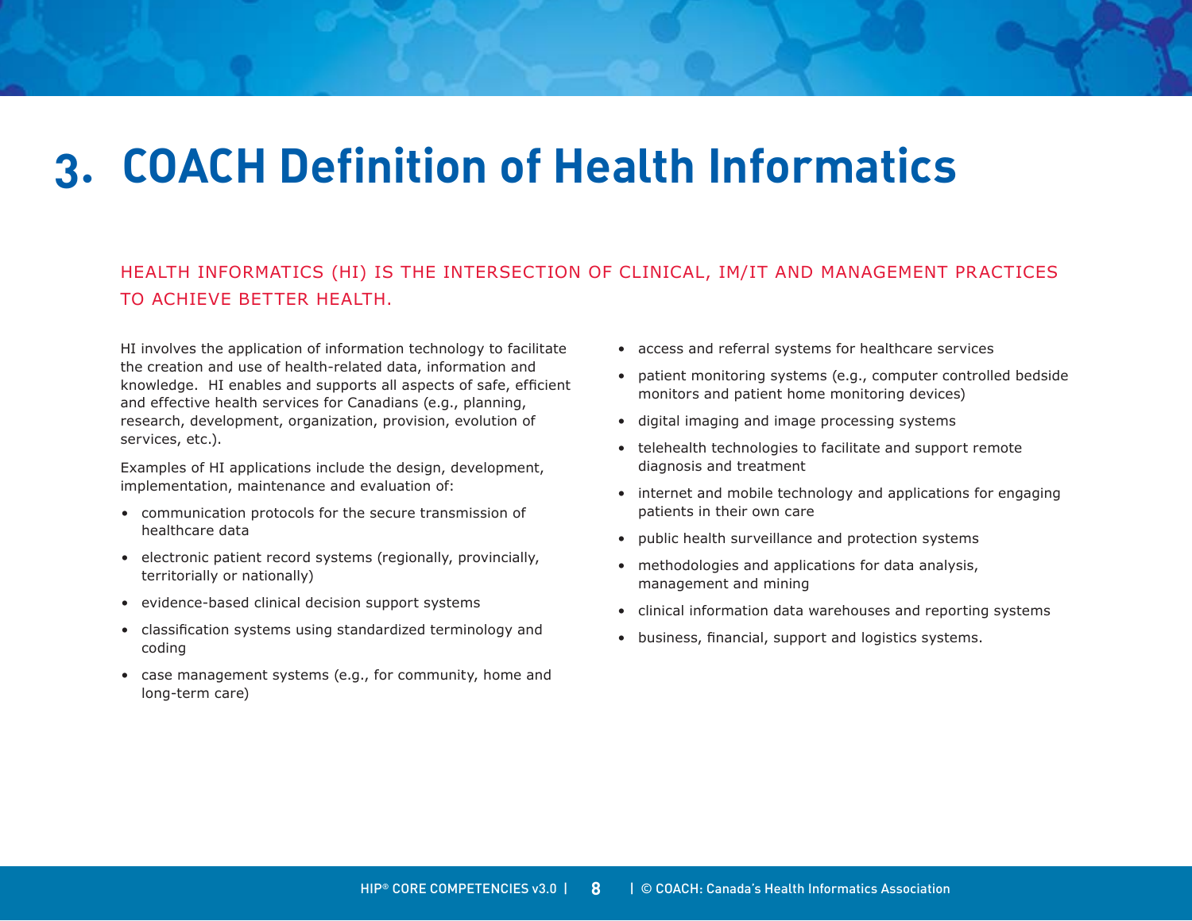# 3. COACH Definition of Health Informatics

HEALTH INFORMATICS (HI) IS THE INTERSECTION OF CLINICAL, IM/IT AND MANAGEMENT PRACTICES TO ACHIEVE BETTER HEALTH.

HI involves the application of information technology to facilitate the creation and use of health-related data, information and knowledge. HI enables and supports all aspects of safe, efficient and effective health services for Canadians (e.g., planning, research, development, organization, provision, evolution of services, etc.).

Examples of HI applications include the design, development, implementation, maintenance and evaluation of:

- communication protocols for the secure transmission of healthcare data
- electronic patient record systems (regionally, provincially, territorially or nationally)
- evidence-based clinical decision support systems
- classification systems using standardized terminology and coding
- case management systems (e.g., for community, home and long-term care)
- access and referral systems for healthcare services
- patient monitoring systems (e.g., computer controlled bedside monitors and patient home monitoring devices)
- digital imaging and image processing systems
- telehealth technologies to facilitate and support remote diagnosis and treatment
- internet and mobile technology and applications for engaging patients in their own care
- public health surveillance and protection systems
- methodologies and applications for data analysis, management and mining
- clinical information data warehouses and reporting systems
- business, financial, support and logistics systems.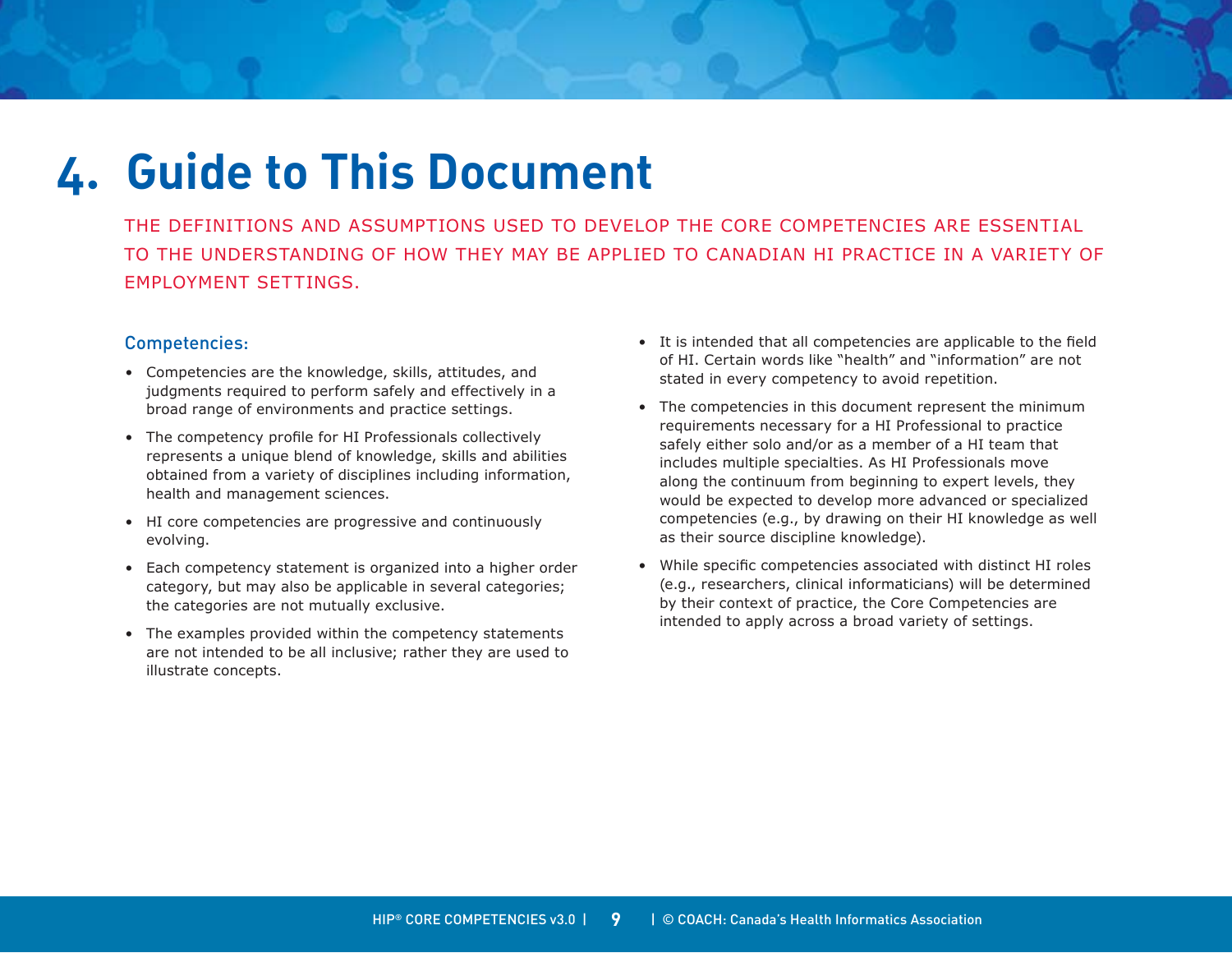# 4. Guide to This Document

THE DEFINITIONS AND ASSUMPTIONS USED TO DEVELOP THE CORE COMPETENCIES ARE ESSENTIAL TO THE UNDERSTANDING OF HOW THEY MAY BE APPLIED TO CANADIAN HI PRACTICE IN A VARIETY OF EMPLOYMENT SETTINGS.

### Competencies:

- Competencies are the knowledge, skills, attitudes, and judgments required to perform safely and effectively in a broad range of environments and practice settings.
- The competency profile for HI Professionals collectively represents a unique blend of knowledge, skills and abilities obtained from a variety of disciplines including information, health and management sciences.
- HI core competencies are progressive and continuously evolving.
- Each competency statement is organized into a higher order category, but may also be applicable in several categories; the categories are not mutually exclusive.
- The examples provided within the competency statements are not intended to be all inclusive; rather they are used to illustrate concepts.
- It is intended that all competencies are applicable to the field of HI. Certain words like "health" and "information" are not stated in every competency to avoid repetition.
- The competencies in this document represent the minimum requirements necessary for a HI Professional to practice safely either solo and/or as a member of a HI team that includes multiple specialties. As HI Professionals move along the continuum from beginning to expert levels, they would be expected to develop more advanced or specialized competencies (e.g., by drawing on their HI knowledge as well as their source discipline knowledge).
- While specific competencies associated with distinct HI roles (e.g., researchers, clinical informaticians) will be determined by their context of practice, the Core Competencies are intended to apply across a broad variety of settings.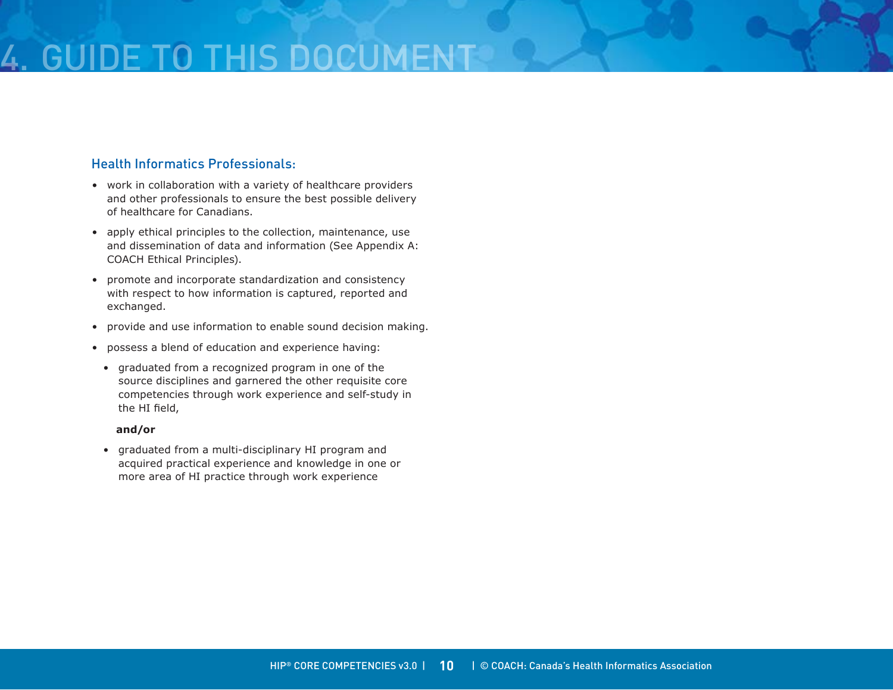# 4. GUIDE TO THIS DOCUMENT

### Health Informatics Professionals:

- work in collaboration with a variety of healthcare providers and other professionals to ensure the best possible delivery of healthcare for Canadians.
- apply ethical principles to the collection, maintenance, use and dissemination of data and information (See Appendix A: COACH Ethical Principles).
- promote and incorporate standardization and consistency with respect to how information is captured, reported and exchanged.
- provide and use information to enable sound decision making.
- possess a blend of education and experience having:
  - graduated from a recognized program in one of the source disciplines and garnered the other requisite core competencies through work experience and self-study in the HI field,

  **and/or**

  - graduated from a multi-disciplinary HI program and acquired practical experience and knowledge in one or more area of HI practice through work experience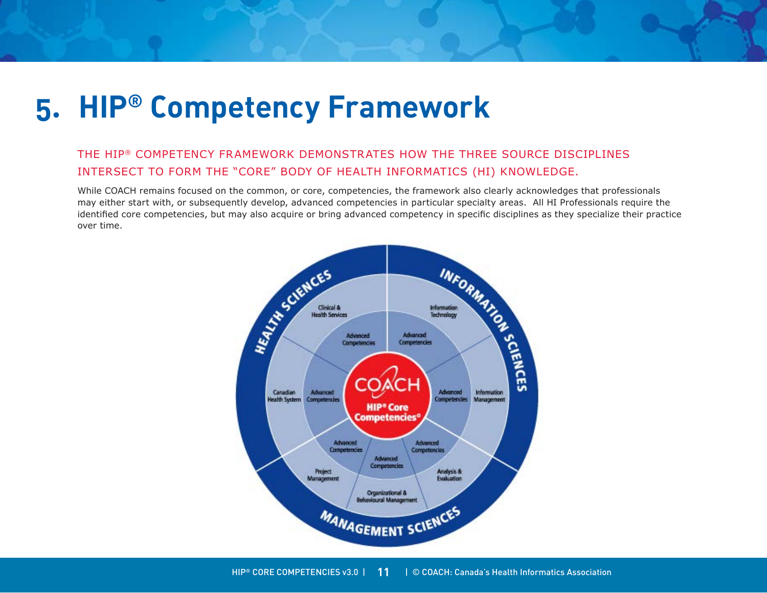# 5. HIP® Competency Framework

THE HIP® COMPETENCY FRAMEWORK DEMONSTRATES HOW THE THREE SOURCE DISCIPLINES INTERSECT TO FORM THE "CORE" BODY OF HEALTH INFORMATICS (HI) KNOWLEDGE.

While COACH remains focused on the common, or core, competencies, the framework also clearly acknowledges that professionals may either start with, or subsequently develop, advanced competencies in particular specialty areas. All HI Professionals require the identified core competencies, but may also acquire or bring advanced competency in specific disciplines as they specialize their practice over time.

HEALTH SCIENCES

INFORMATION SCIENCES

MANAGEMENT SCIENCES

Clinical & Health Services

Information Technology

Canadian Health System

Information Management

Project Management

Analysis & Evaluation

Organizational & Behavioural Management

Advanced Competencies

COACH

HIP® Core Competencies®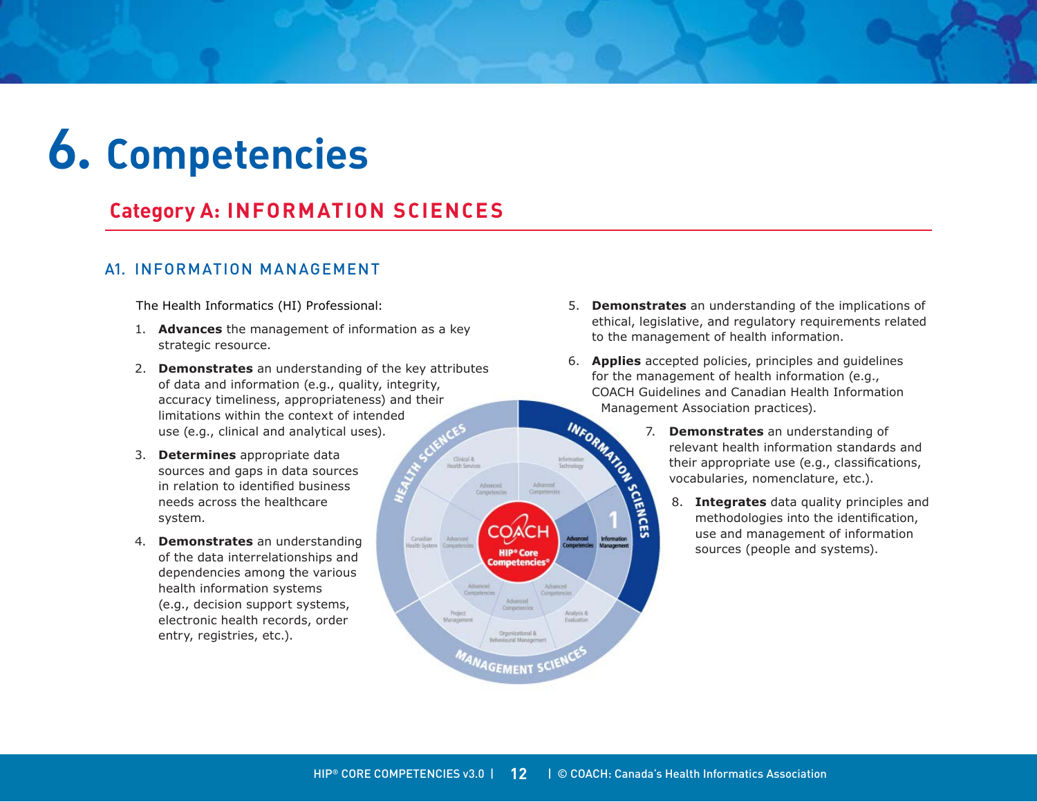# 6. Competencies

## Category A: INFORMATION SCIENCES

### A1. INFORMATION MANAGEMENT

The Health Informatics (HI) Professional:

1. **Advances** the management of information as a key strategic resource.
2. **Demonstrates** an understanding of the key attributes of data and information (e.g., quality, integrity, accuracy timeliness, appropriateness) and their limitations within the context of intended use (e.g., clinical and analytical uses).
3. **Determines** appropriate data sources and gaps in data sources in relation to identified business needs across the healthcare system.
4. **Demonstrates** an understanding of the data interrelationships and dependencies among the various health information systems (e.g., decision support systems, electronic health records, order entry, registries, etc.).
5. **Demonstrates** an understanding of the implications of ethical, legislative, and regulatory requirements related to the management of health information.
6. **Applies** accepted policies, principles and guidelines for the management of health information (e.g., COACH Guidelines and Canadian Health Information Management Association practices).
7. **Demonstrates** an understanding of relevant health information standards and their appropriate use (e.g., classifications, vocabularies, nomenclature, etc.).
8. **Integrates** data quality principles and methodologies into the identification, use and management of information sources (people and systems).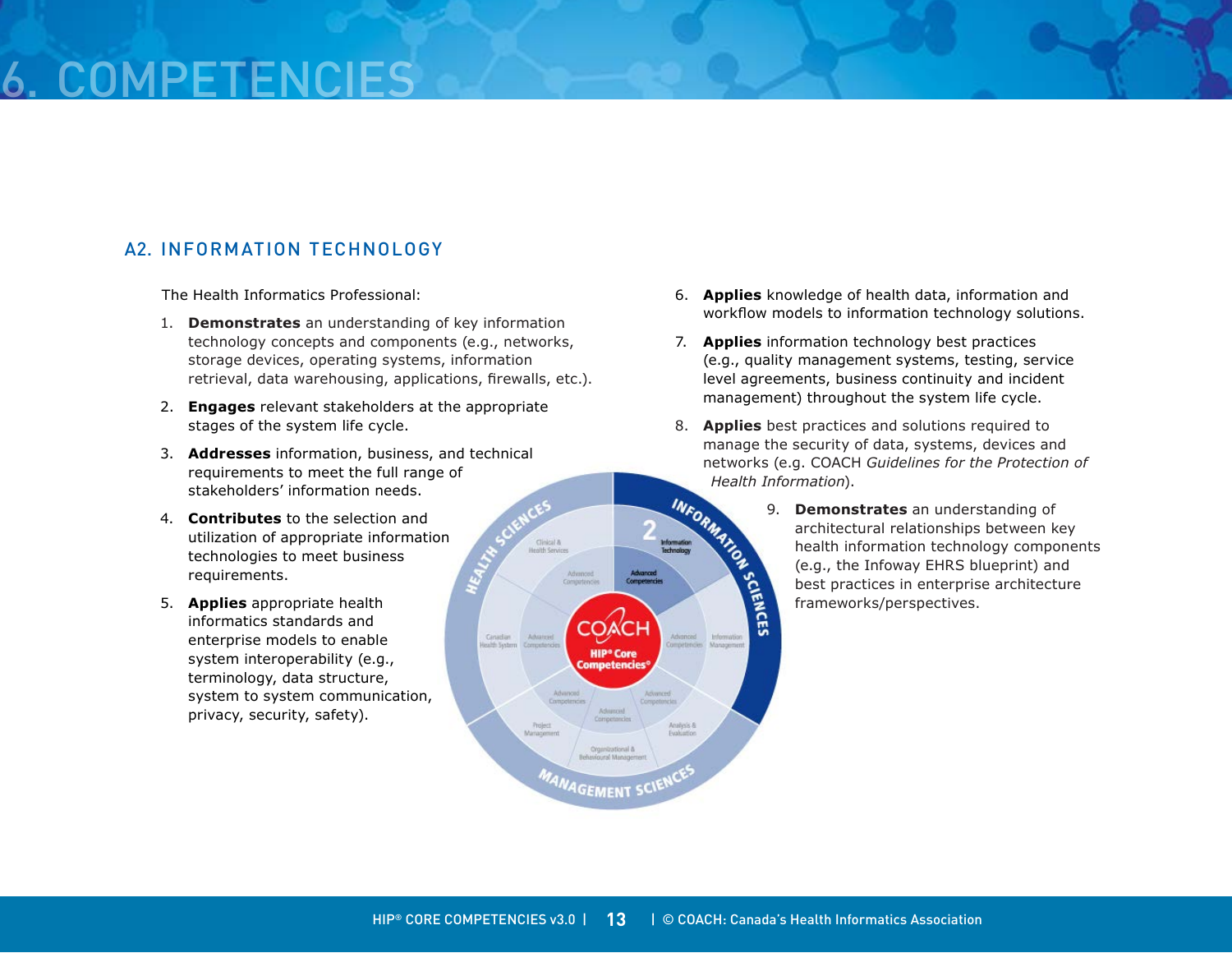# 6. COMPETENCIES

## A2. INFORMATION TECHNOLOGY

The Health Informatics Professional:

1. **Demonstrates** an understanding of key information technology concepts and components (e.g., networks, storage devices, operating systems, information retrieval, data warehousing, applications, firewalls, etc.).
2. **Engages** relevant stakeholders at the appropriate stages of the system life cycle.
3. **Addresses** information, business, and technical requirements to meet the full range of stakeholders' information needs.
4. **Contributes** to the selection and utilization of appropriate information technologies to meet business requirements.
5. **Applies** appropriate health informatics standards and enterprise models to enable system interoperability (e.g., terminology, data structure, system to system communication, privacy, security, safety).
6. **Applies** knowledge of health data, information and workflow models to information technology solutions.
7. **Applies** information technology best practices (e.g., quality management systems, testing, service level agreements, business continuity and incident management) throughout the system life cycle.
8. **Applies** best practices and solutions required to manage the security of data, systems, devices and networks (e.g. COACH *Guidelines for the Protection of Health Information*).
9. **Demonstrates** an understanding of architectural relationships between key health information technology components (e.g., the Infoway EHRS blueprint) and best practices in enterprise architecture frameworks/perspectives.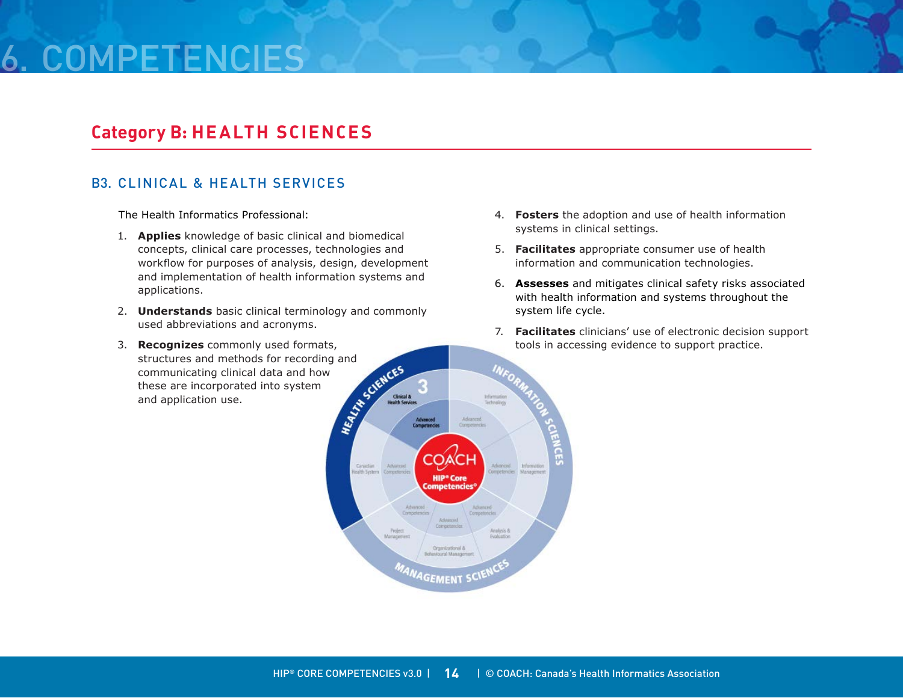# 6. COMPETENCIES

## Category B: HEALTH SCIENCES

### B3. CLINICAL & HEALTH SERVICES

The Health Informatics Professional:

1. **Applies** knowledge of basic clinical and biomedical concepts, clinical care processes, technologies and workflow for purposes of analysis, design, development and implementation of health information systems and applications.
2. **Understands** basic clinical terminology and commonly used abbreviations and acronyms.
3. **Recognizes** commonly used formats, structures and methods for recording and communicating clinical data and how these are incorporated into system and application use.
4. **Fosters** the adoption and use of health information systems in clinical settings.
5. **Facilitates** appropriate consumer use of health information and communication technologies.
6. **Assesses** and mitigates clinical safety risks associated with health information and systems throughout the system life cycle.
7. **Facilitates** clinicians' use of electronic decision support tools in accessing evidence to support practice.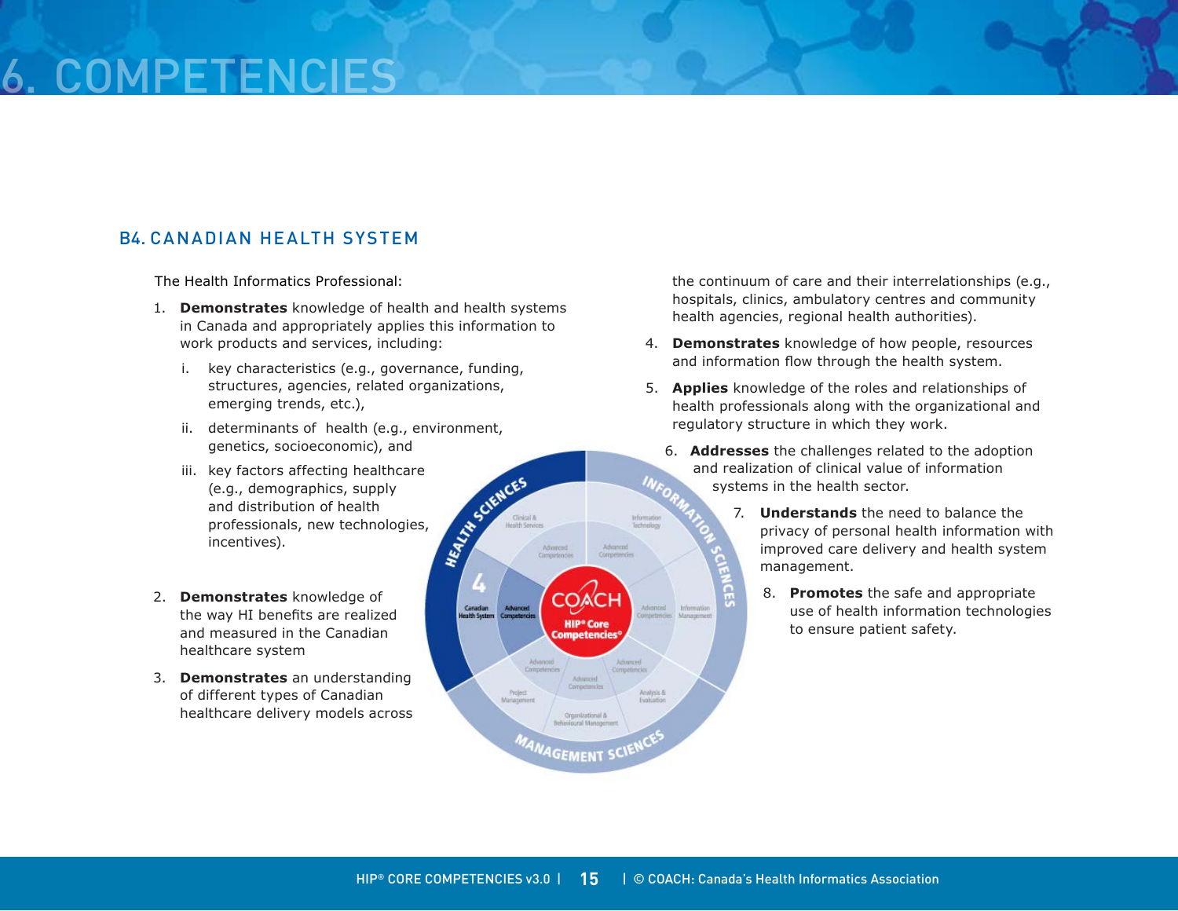# 6. COMPETENCIES

## B4. CANADIAN HEALTH SYSTEM

The Health Informatics Professional:

1. **Demonstrates** knowledge of health and health systems in Canada and appropriately applies this information to work products and services, including:
   i. key characteristics (e.g., governance, funding, structures, agencies, related organizations, emerging trends, etc.),
   ii. determinants of health (e.g., environment, genetics, socioeconomic), and
   iii. key factors affecting healthcare (e.g., demographics, supply and distribution of health professionals, new technologies, incentives).
2. **Demonstrates** knowledge of the way HI benefits are realized and measured in the Canadian healthcare system
3. **Demonstrates** an understanding of different types of Canadian healthcare delivery models across the continuum of care and their interrelationships (e.g., hospitals, clinics, ambulatory centres and community health agencies, regional health authorities).
4. **Demonstrates** knowledge of how people, resources and information flow through the health system.
5. **Applies** knowledge of the roles and relationships of health professionals along with the organizational and regulatory structure in which they work.
6. **Addresses** the challenges related to the adoption and realization of clinical value of information systems in the health sector.
7. **Understands** the need to balance the privacy of personal health information with improved care delivery and health system management.
8. **Promotes** the safe and appropriate use of health information technologies to ensure patient safety.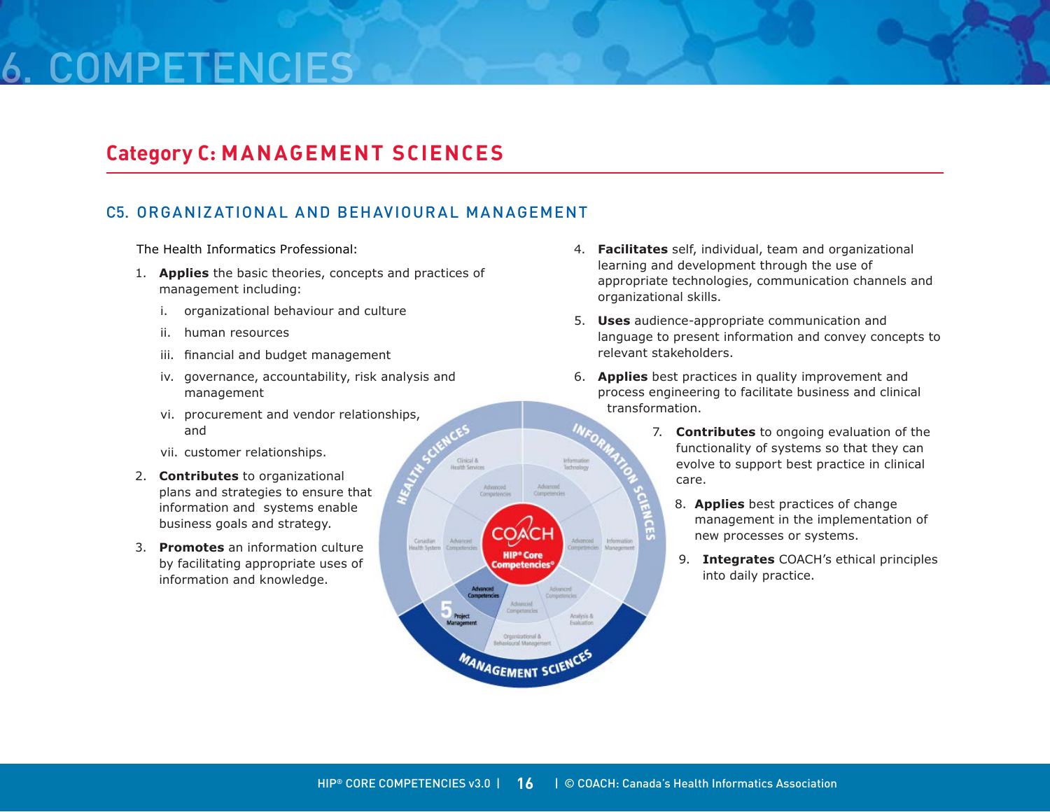# 6. COMPETENCIES

## Category C: MANAGEMENT SCIENCES

### C5. ORGANIZATIONAL AND BEHAVIOURAL MANAGEMENT

The Health Informatics Professional:

1. **Applies** the basic theories, concepts and practices of management including:
   - i. organizational behaviour and culture
   - ii. human resources
   - iii. financial and budget management
   - iv. governance, accountability, risk analysis and management
   - vi. procurement and vendor relationships, and
   - vii. customer relationships.
2. **Contributes** to organizational plans and strategies to ensure that information and systems enable business goals and strategy.
3. **Promotes** an information culture by facilitating appropriate uses of information and knowledge.
4. **Facilitates** self, individual, team and organizational learning and development through the use of appropriate technologies, communication channels and organizational skills.
5. **Uses** audience-appropriate communication and language to present information and convey concepts to relevant stakeholders.
6. **Applies** best practices in quality improvement and process engineering to facilitate business and clinical transformation.
7. **Contributes** to ongoing evaluation of the functionality of systems so that they can evolve to support best practice in clinical care.
8. **Applies** best practices of change management in the implementation of new processes or systems.
9. **Integrates** COACH's ethical principles into daily practice.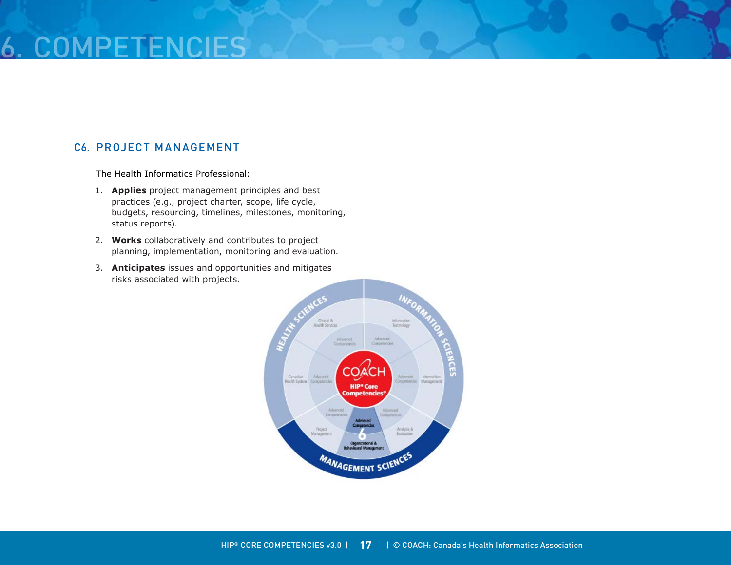# 6. COMPETENCIES

## C6. PROJECT MANAGEMENT

The Health Informatics Professional:

1. **Applies** project management principles and best practices (e.g., project charter, scope, life cycle, budgets, resourcing, timelines, milestones, monitoring, status reports).
2. **Works** collaboratively and contributes to project planning, implementation, monitoring and evaluation.
3. **Anticipates** issues and opportunities and mitigates risks associated with projects.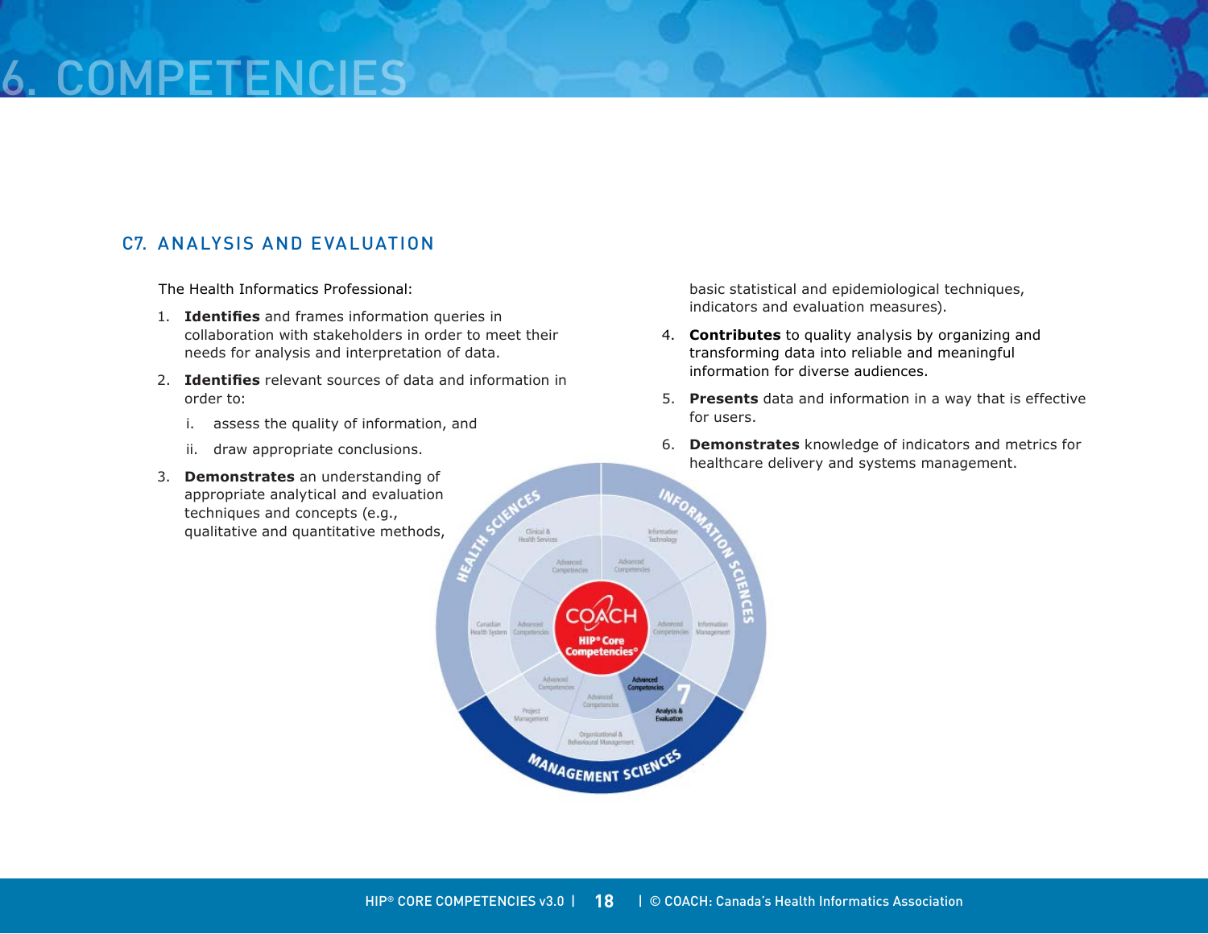# 6. COMPETENCIES

## C7. ANALYSIS AND EVALUATION

The Health Informatics Professional:

1. **Identifies** and frames information queries in collaboration with stakeholders in order to meet their needs for analysis and interpretation of data.
2. **Identifies** relevant sources of data and information in order to:
   i. assess the quality of information, and
   ii. draw appropriate conclusions.
3. **Demonstrates** an understanding of appropriate analytical and evaluation techniques and concepts (e.g., qualitative and quantitative methods, basic statistical and epidemiological techniques, indicators and evaluation measures).
4. **Contributes** to quality analysis by organizing and transforming data into reliable and meaningful information for diverse audiences.
5. **Presents** data and information in a way that is effective for users.
6. **Demonstrates** knowledge of indicators and metrics for healthcare delivery and systems management.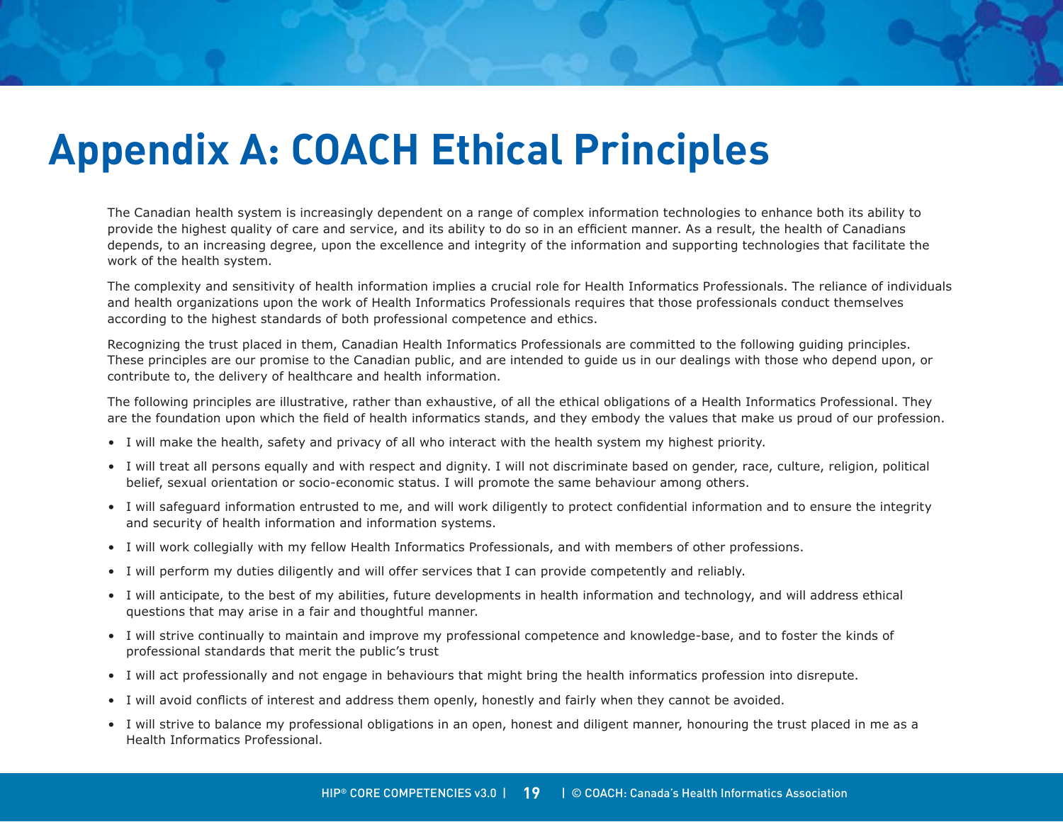# Appendix A: COACH Ethical Principles

The Canadian health system is increasingly dependent on a range of complex information technologies to enhance both its ability to provide the highest quality of care and service, and its ability to do so in an efficient manner. As a result, the health of Canadians depends, to an increasing degree, upon the excellence and integrity of the information and supporting technologies that facilitate the work of the health system.

The complexity and sensitivity of health information implies a crucial role for Health Informatics Professionals. The reliance of individuals and health organizations upon the work of Health Informatics Professionals requires that those professionals conduct themselves according to the highest standards of both professional competence and ethics.

Recognizing the trust placed in them, Canadian Health Informatics Professionals are committed to the following guiding principles. These principles are our promise to the Canadian public, and are intended to guide us in our dealings with those who depend upon, or contribute to, the delivery of healthcare and health information.

The following principles are illustrative, rather than exhaustive, of all the ethical obligations of a Health Informatics Professional. They are the foundation upon which the field of health informatics stands, and they embody the values that make us proud of our profession.

- I will make the health, safety and privacy of all who interact with the health system my highest priority.
- I will treat all persons equally and with respect and dignity. I will not discriminate based on gender, race, culture, religion, political belief, sexual orientation or socio-economic status. I will promote the same behaviour among others.
- I will safeguard information entrusted to me, and will work diligently to protect confidential information and to ensure the integrity and security of health information and information systems.
- I will work collegially with my fellow Health Informatics Professionals, and with members of other professions.
- I will perform my duties diligently and will offer services that I can provide competently and reliably.
- I will anticipate, to the best of my abilities, future developments in health information and technology, and will address ethical questions that may arise in a fair and thoughtful manner.
- I will strive continually to maintain and improve my professional competence and knowledge-base, and to foster the kinds of professional standards that merit the public's trust
- I will act professionally and not engage in behaviours that might bring the health informatics profession into disrepute.
- I will avoid conflicts of interest and address them openly, honestly and fairly when they cannot be avoided.
- I will strive to balance my professional obligations in an open, honest and diligent manner, honouring the trust placed in me as a Health Informatics Professional.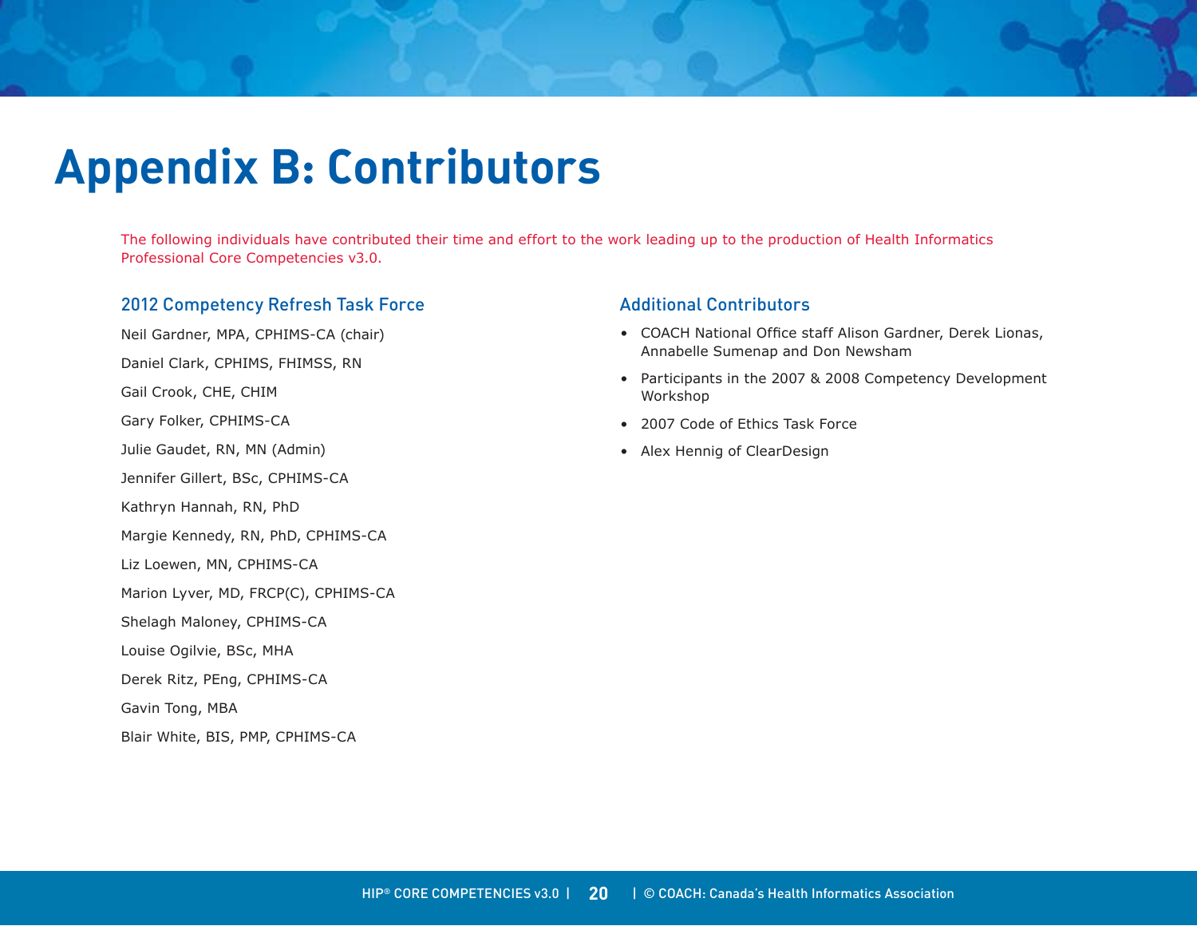# Appendix B: Contributors

The following individuals have contributed their time and effort to the work leading up to the production of Health Informatics Professional Core Competencies v3.0.

## 2012 Competency Refresh Task Force

Neil Gardner, MPA, CPHIMS-CA (chair)

Daniel Clark, CPHIMS, FHIMSS, RN

Gail Crook, CHE, CHIM

Gary Folker, CPHIMS-CA

Julie Gaudet, RN, MN (Admin)

Jennifer Gillert, BSc, CPHIMS-CA

Kathryn Hannah, RN, PhD

Margie Kennedy, RN, PhD, CPHIMS-CA

Liz Loewen, MN, CPHIMS-CA

Marion Lyver, MD, FRCP(C), CPHIMS-CA

Shelagh Maloney, CPHIMS-CA

Louise Ogilvie, BSc, MHA

Derek Ritz, PEng, CPHIMS-CA

Gavin Tong, MBA

Blair White, BIS, PMP, CPHIMS-CA

## Additional Contributors

- COACH National Office staff Alison Gardner, Derek Lionas, Annabelle Sumenap and Don Newsham
- Participants in the 2007 & 2008 Competency Development Workshop
- 2007 Code of Ethics Task Force
- Alex Hennig of ClearDesign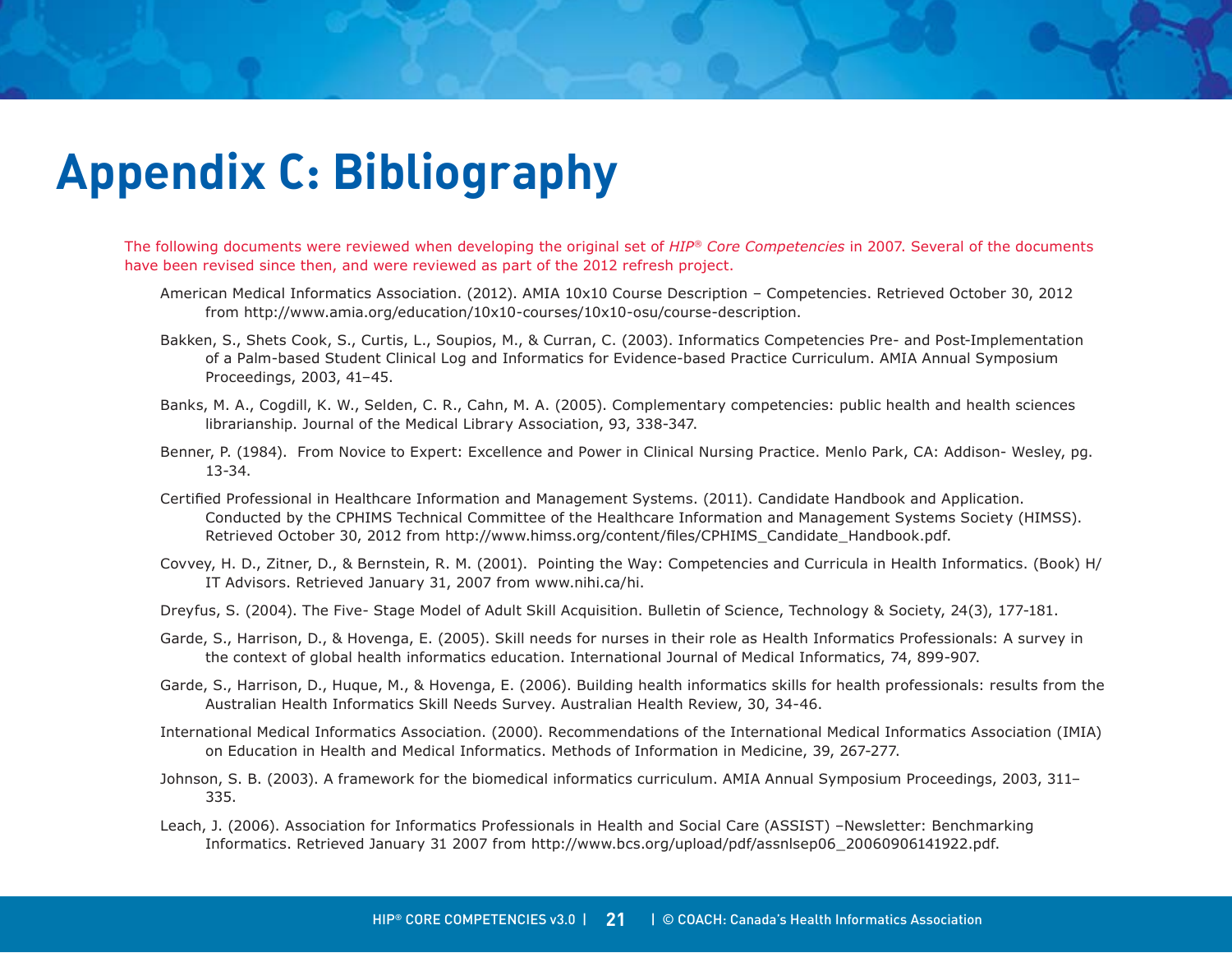# Appendix C: Bibliography

The following documents were reviewed when developing the original set of *HIP® Core Competencies* in 2007. Several of the documents have been revised since then, and were reviewed as part of the 2012 refresh project.

American Medical Informatics Association. (2012). AMIA 10x10 Course Description – Competencies. Retrieved October 30, 2012 from http://www.amia.org/education/10x10-courses/10x10-osu/course-description.

Bakken, S., Shets Cook, S., Curtis, L., Soupios, M., & Curran, C. (2003). Informatics Competencies Pre- and Post-Implementation of a Palm-based Student Clinical Log and Informatics for Evidence-based Practice Curriculum. AMIA Annual Symposium Proceedings, 2003, 41–45.

Banks, M. A., Cogdill, K. W., Selden, C. R., Cahn, M. A. (2005). Complementary competencies: public health and health sciences librarianship. Journal of the Medical Library Association, 93, 338-347.

Benner, P. (1984). From Novice to Expert: Excellence and Power in Clinical Nursing Practice. Menlo Park, CA: Addison- Wesley, pg. 13-34.

Certified Professional in Healthcare Information and Management Systems. (2011). Candidate Handbook and Application. Conducted by the CPHIMS Technical Committee of the Healthcare Information and Management Systems Society (HIMSS). Retrieved October 30, 2012 from http://www.himss.org/content/files/CPHIMS_Candidate_Handbook.pdf.

Covvey, H. D., Zitner, D., & Bernstein, R. M. (2001). Pointing the Way: Competencies and Curricula in Health Informatics. (Book) H/IT Advisors. Retrieved January 31, 2007 from www.nihi.ca/hi.

Dreyfus, S. (2004). The Five- Stage Model of Adult Skill Acquisition. Bulletin of Science, Technology & Society, 24(3), 177-181.

Garde, S., Harrison, D., & Hovenga, E. (2005). Skill needs for nurses in their role as Health Informatics Professionals: A survey in the context of global health informatics education. International Journal of Medical Informatics, 74, 899-907.

Garde, S., Harrison, D., Huque, M., & Hovenga, E. (2006). Building health informatics skills for health professionals: results from the Australian Health Informatics Skill Needs Survey. Australian Health Review, 30, 34-46.

International Medical Informatics Association. (2000). Recommendations of the International Medical Informatics Association (IMIA) on Education in Health and Medical Informatics. Methods of Information in Medicine, 39, 267-277.

Johnson, S. B. (2003). A framework for the biomedical informatics curriculum. AMIA Annual Symposium Proceedings, 2003, 311–335.

Leach, J. (2006). Association for Informatics Professionals in Health and Social Care (ASSIST) –Newsletter: Benchmarking Informatics. Retrieved January 31 2007 from http://www.bcs.org/upload/pdf/assnlsep06_20060906141922.pdf.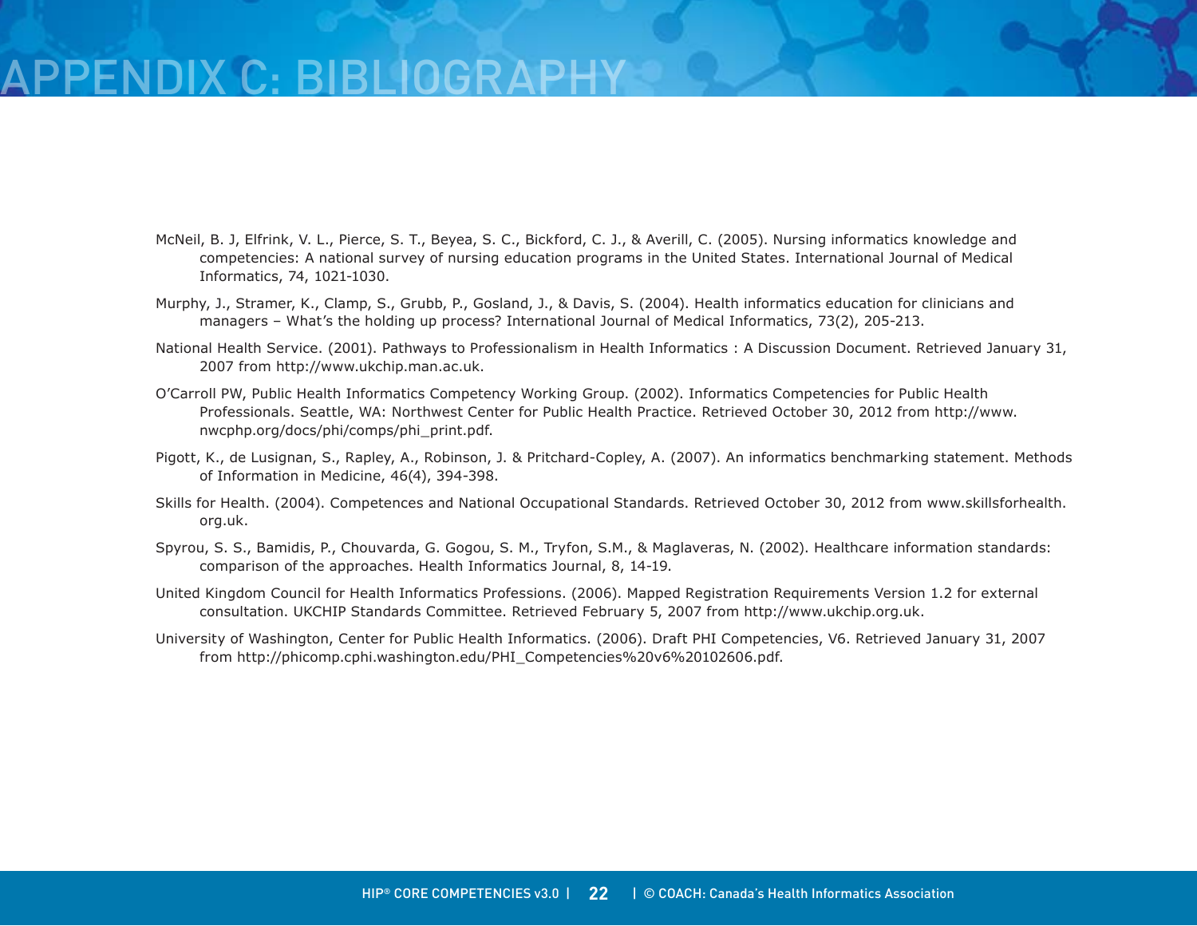# APPENDIX C: BIBLIOGRAPHY

McNeil, B. J, Elfrink, V. L., Pierce, S. T., Beyea, S. C., Bickford, C. J., & Averill, C. (2005). Nursing informatics knowledge and competencies: A national survey of nursing education programs in the United States. International Journal of Medical Informatics, 74, 1021-1030.

Murphy, J., Stramer, K., Clamp, S., Grubb, P., Gosland, J., & Davis, S. (2004). Health informatics education for clinicians and managers – What's the holding up process? International Journal of Medical Informatics, 73(2), 205-213.

National Health Service. (2001). Pathways to Professionalism in Health Informatics : A Discussion Document. Retrieved January 31, 2007 from http://www.ukchip.man.ac.uk.

O'Carroll PW, Public Health Informatics Competency Working Group. (2002). Informatics Competencies for Public Health Professionals. Seattle, WA: Northwest Center for Public Health Practice. Retrieved October 30, 2012 from http://www.nwcphp.org/docs/phi/comps/phi_print.pdf.

Pigott, K., de Lusignan, S., Rapley, A., Robinson, J. & Pritchard-Copley, A. (2007). An informatics benchmarking statement. Methods of Information in Medicine, 46(4), 394-398.

Skills for Health. (2004). Competences and National Occupational Standards. Retrieved October 30, 2012 from www.skillsforhealth.org.uk.

Spyrou, S. S., Bamidis, P., Chouvarda, G. Gogou, S. M., Tryfon, S.M., & Maglaveras, N. (2002). Healthcare information standards: comparison of the approaches. Health Informatics Journal, 8, 14-19.

United Kingdom Council for Health Informatics Professions. (2006). Mapped Registration Requirements Version 1.2 for external consultation. UKCHIP Standards Committee. Retrieved February 5, 2007 from http://www.ukchip.org.uk.

University of Washington, Center for Public Health Informatics. (2006). Draft PHI Competencies, V6. Retrieved January 31, 2007 from http://phicomp.cphi.washington.edu/PHI_Competencies%20v6%20102606.pdf.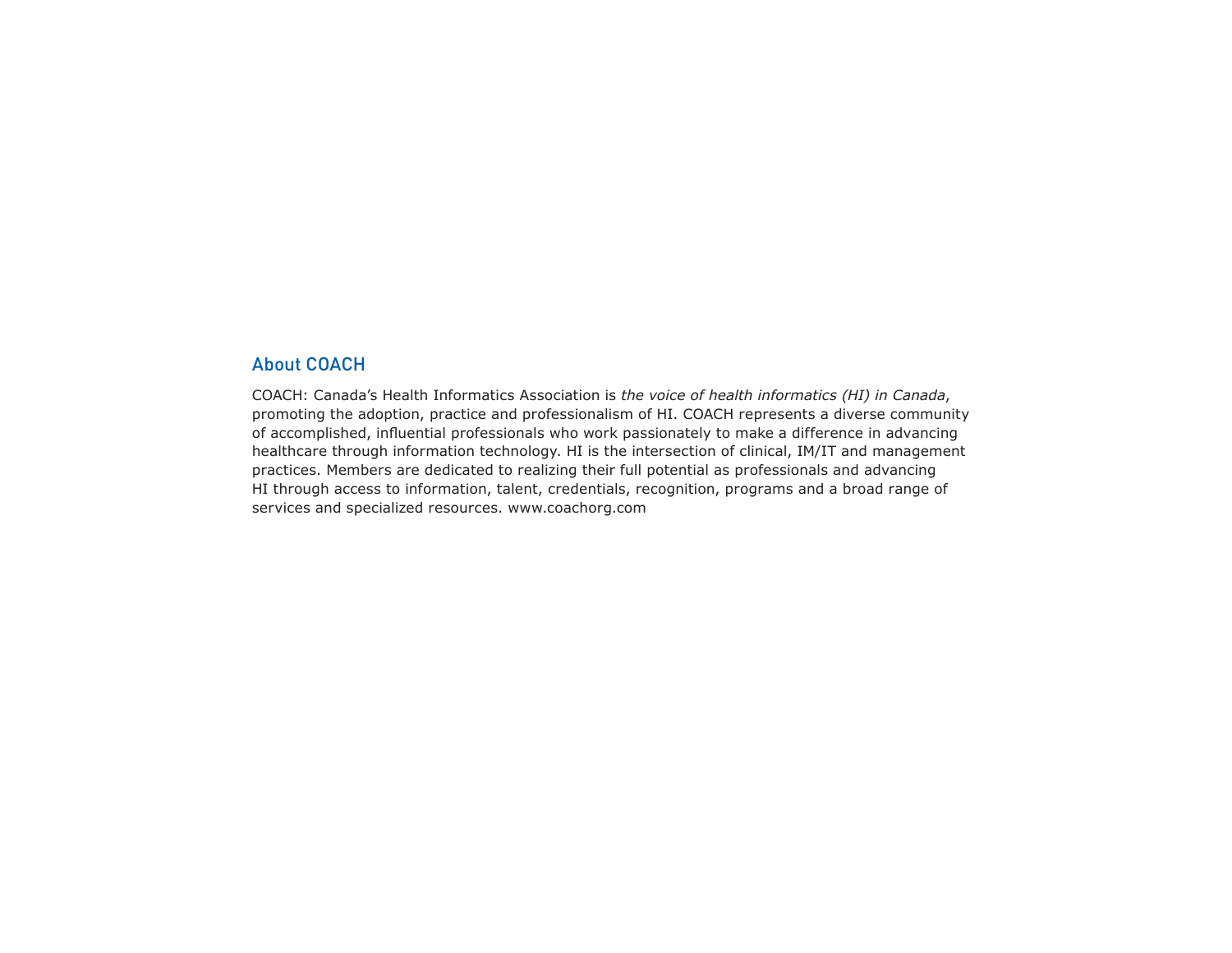## About COACH

COACH: Canada's Health Informatics Association is *the voice of health informatics (HI) in Canada*, promoting the adoption, practice and professionalism of HI. COACH represents a diverse community of accomplished, influential professionals who work passionately to make a difference in advancing healthcare through information technology. HI is the intersection of clinical, IM/IT and management practices. Members are dedicated to realizing their full potential as professionals and advancing HI through access to information, talent, credentials, recognition, programs and a broad range of services and specialized resources. www.coachorg.com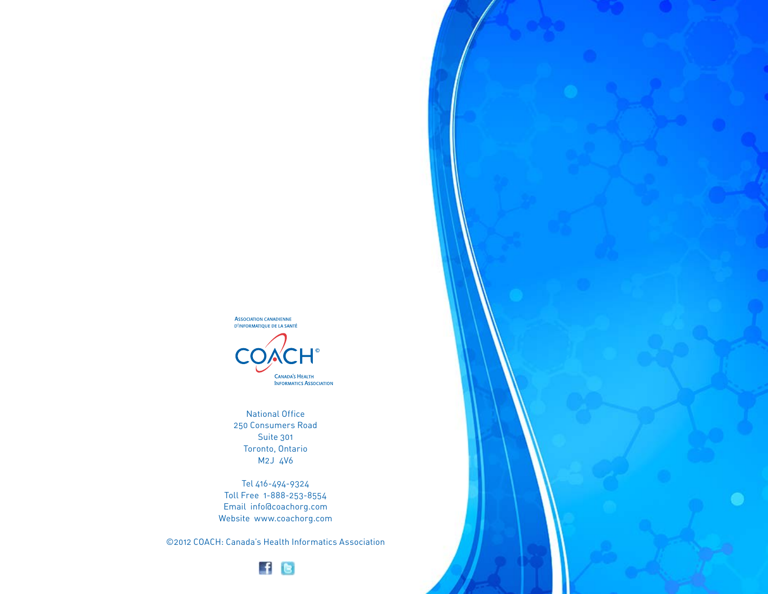Association canadienne
d'informatique de la santé

COACH©

Canada's Health
Informatics Association

National Office
250 Consumers Road
Suite 301
Toronto, Ontario
M2J 4V6

Tel 416-494-9324
Toll Free 1-888-253-8554
Email info@coachorg.com
Website www.coachorg.com

©2012 COACH: Canada's Health Informatics Association